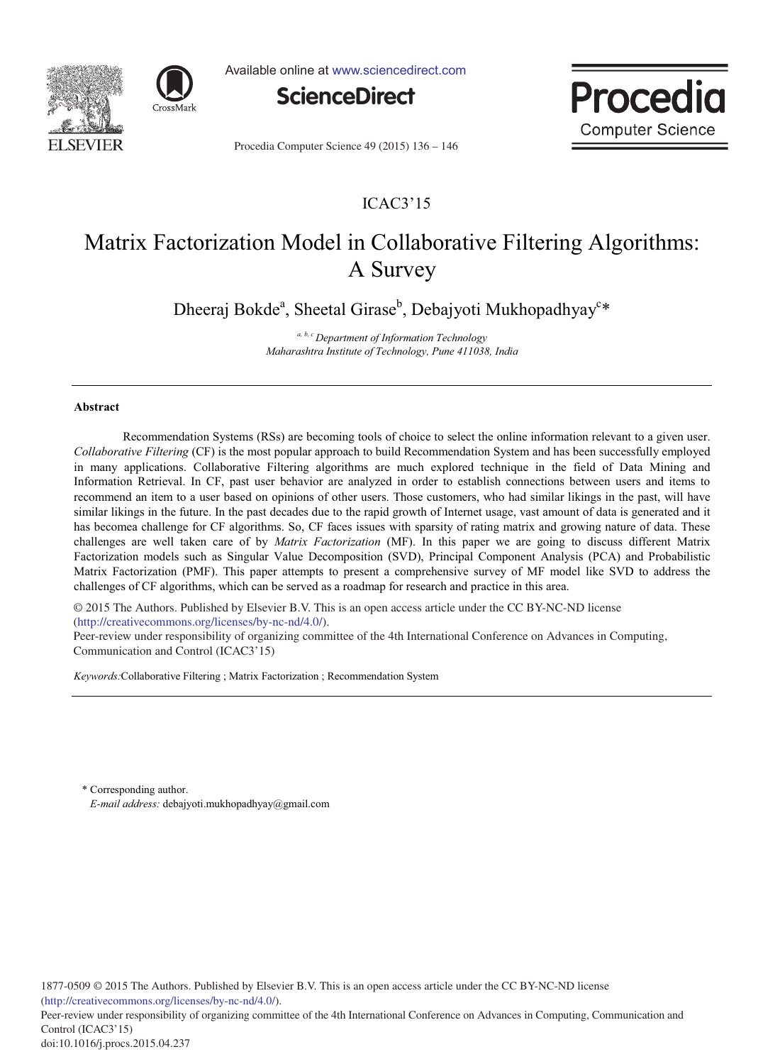ICAC3'15

# Matrix Factorization Model in Collaborative Filtering Algorithms: A Survey

Dheeraj Bokde[a], Sheetal Girase[b], Debajyoti Mukhopadhyay[c]*

[a, b, c] *Department of Information Technology*
*Maharashtra Institute of Technology, Pune 411038, India*

---

**Abstract**

Recommendation Systems (RSs) are becoming tools of choice to select the online information relevant to a given user. *Collaborative Filtering* (CF) is the most popular approach to build Recommendation System and has been successfully employed in many applications. Collaborative Filtering algorithms are much explored technique in the field of Data Mining and Information Retrieval. In CF, past user behavior are analyzed in order to establish connections between users and items to recommend an item to a user based on opinions of other users. Those customers, who had similar likings in the past, will have similar likings in the future. In the past decades due to the rapid growth of Internet usage, vast amount of data is generated and it has becomea challenge for CF algorithms. So, CF faces issues with sparsity of rating matrix and growing nature of data. These challenges are well taken care of by *Matrix Factorization* (MF). In this paper we are going to discuss different Matrix Factorization models such as Singular Value Decomposition (SVD), Principal Component Analysis (PCA) and Probabilistic Matrix Factorization (PMF). This paper attempts to present a comprehensive survey of MF model like SVD to address the challenges of CF algorithms, which can be served as a roadmap for research and practice in this area.

© 2015 The Authors. Published by Elsevier B.V. This is an open access article under the CC BY-NC-ND license (http://creativecommons.org/licenses/by-nc-nd/4.0/).
Peer-review under responsibility of organizing committee of the 4th International Conference on Advances in Computing, Communication and Control (ICAC3'15)

*Keywords:*Collaborative Filtering ; Matrix Factorization ; Recommendation System

---

\* Corresponding author.
*E-mail address:* debajyoti.mukhopadhyay@gmail.com

1877-0509 © 2015 The Authors. Published by Elsevier B.V. This is an open access article under the CC BY-NC-ND license (http://creativecommons.org/licenses/by-nc-nd/4.0/).
Peer-review under responsibility of organizing committee of the 4th International Conference on Advances in Computing, Communication and Control (ICAC3'15)
doi:10.1016/j.procs.2015.04.237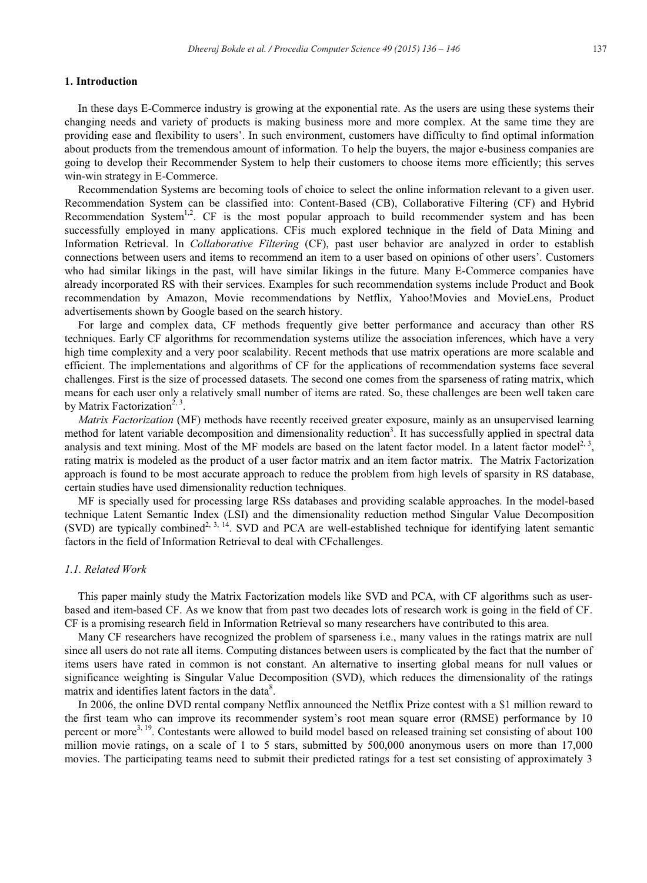## 1. Introduction

In these days E-Commerce industry is growing at the exponential rate. As the users are using these systems their changing needs and variety of products is making business more and more complex. At the same time they are providing ease and flexibility to users'. In such environment, customers have difficulty to find optimal information about products from the tremendous amount of information. To help the buyers, the major e-business companies are going to develop their Recommender System to help their customers to choose items more efficiently; this serves win-win strategy in E-Commerce.

Recommendation Systems are becoming tools of choice to select the online information relevant to a given user. Recommendation System can be classified into: Content-Based (CB), Collaborative Filtering (CF) and Hybrid Recommendation System[1,2]. CF is the most popular approach to build recommender system and has been successfully employed in many applications. CFis much explored technique in the field of Data Mining and Information Retrieval. In *Collaborative Filtering* (CF), past user behavior are analyzed in order to establish connections between users and items to recommend an item to a user based on opinions of other users'. Customers who had similar likings in the past, will have similar likings in the future. Many E-Commerce companies have already incorporated RS with their services. Examples for such recommendation systems include Product and Book recommendation by Amazon, Movie recommendations by Netflix, Yahoo!Movies and MovieLens, Product advertisements shown by Google based on the search history.

For large and complex data, CF methods frequently give better performance and accuracy than other RS techniques. Early CF algorithms for recommendation systems utilize the association inferences, which have a very high time complexity and a very poor scalability. Recent methods that use matrix operations are more scalable and efficient. The implementations and algorithms of CF for the applications of recommendation systems face several challenges. First is the size of processed datasets. The second one comes from the sparseness of rating matrix, which means for each user only a relatively small number of items are rated. So, these challenges are been well taken care by Matrix Factorization[2, 3].

*Matrix Factorization* (MF) methods have recently received greater exposure, mainly as an unsupervised learning method for latent variable decomposition and dimensionality reduction[3]. It has successfully applied in spectral data analysis and text mining. Most of the MF models are based on the latent factor model. In a latent factor model[2, 3], rating matrix is modeled as the product of a user factor matrix and an item factor matrix. The Matrix Factorization approach is found to be most accurate approach to reduce the problem from high levels of sparsity in RS database, certain studies have used dimensionality reduction techniques.

MF is specially used for processing large RSs databases and providing scalable approaches. In the model-based technique Latent Semantic Index (LSI) and the dimensionality reduction method Singular Value Decomposition (SVD) are typically combined[2, 3, 14]. SVD and PCA are well-established technique for identifying latent semantic factors in the field of Information Retrieval to deal with CFchallenges.

### *1.1. Related Work*

This paper mainly study the Matrix Factorization models like SVD and PCA, with CF algorithms such as user-based and item-based CF. As we know that from past two decades lots of research work is going in the field of CF. CF is a promising research field in Information Retrieval so many researchers have contributed to this area.

Many CF researchers have recognized the problem of sparseness i.e., many values in the ratings matrix are null since all users do not rate all items. Computing distances between users is complicated by the fact that the number of items users have rated in common is not constant. An alternative to inserting global means for null values or significance weighting is Singular Value Decomposition (SVD), which reduces the dimensionality of the ratings matrix and identifies latent factors in the data[8].

In 2006, the online DVD rental company Netflix announced the Netflix Prize contest with a $1 million reward to the first team who can improve its recommender system's root mean square error (RMSE) performance by 10 percent or more[3, 19]. Contestants were allowed to build model based on released training set consisting of about 100 million movie ratings, on a scale of 1 to 5 stars, submitted by 500,000 anonymous users on more than 17,000 movies. The participating teams need to submit their predicted ratings for a test set consisting of approximately 3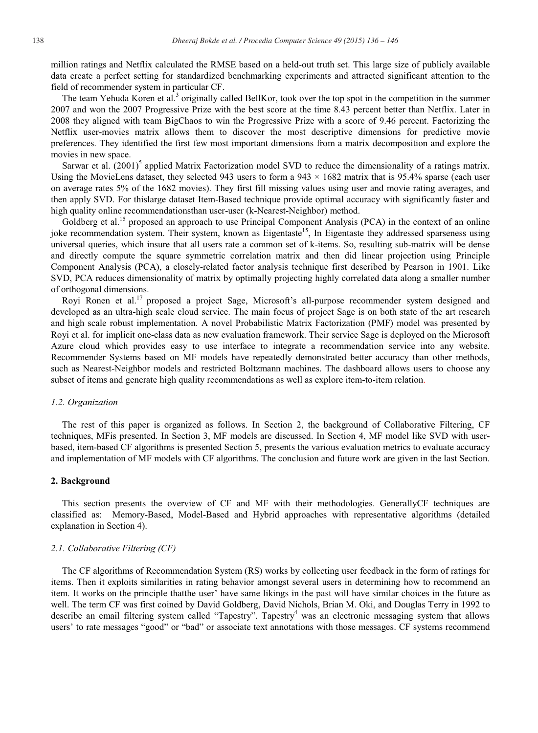million ratings and Netflix calculated the RMSE based on a held-out truth set. This large size of publicly available data create a perfect setting for standardized benchmarking experiments and attracted significant attention to the field of recommender system in particular CF.

The team Yehuda Koren et al.[3] originally called BellKor, took over the top spot in the competition in the summer 2007 and won the 2007 Progressive Prize with the best score at the time 8.43 percent better than Netflix. Later in 2008 they aligned with team BigChaos to win the Progressive Prize with a score of 9.46 percent. Factorizing the Netflix user-movies matrix allows them to discover the most descriptive dimensions for predictive movie preferences. They identified the first few most important dimensions from a matrix decomposition and explore the movies in new space.

Sarwar et al. (2001)[5] applied Matrix Factorization model SVD to reduce the dimensionality of a ratings matrix. Using the MovieLens dataset, they selected 943 users to form a 943 × 1682 matrix that is 95.4% sparse (each user on average rates 5% of the 1682 movies). They first fill missing values using user and movie rating averages, and then apply SVD. For thislarge dataset Item-Based technique provide optimal accuracy with significantly faster and high quality online recommendationsthan user-user (k-Nearest-Neighbor) method.

Goldberg et al.[15] proposed an approach to use Principal Component Analysis (PCA) in the context of an online joke recommendation system. Their system, known as Eigentaste[15], In Eigentaste they addressed sparseness using universal queries, which insure that all users rate a common set of k-items. So, resulting sub-matrix will be dense and directly compute the square symmetric correlation matrix and then did linear projection using Principle Component Analysis (PCA), a closely-related factor analysis technique first described by Pearson in 1901. Like SVD, PCA reduces dimensionality of matrix by optimally projecting highly correlated data along a smaller number of orthogonal dimensions.

Royi Ronen et al.[17] proposed a project Sage, Microsoft's all-purpose recommender system designed and developed as an ultra-high scale cloud service. The main focus of project Sage is on both state of the art research and high scale robust implementation. A novel Probabilistic Matrix Factorization (PMF) model was presented by Royi et al. for implicit one-class data as new evaluation framework. Their service Sage is deployed on the Microsoft Azure cloud which provides easy to use interface to integrate a recommendation service into any website. Recommender Systems based on MF models have repeatedly demonstrated better accuracy than other methods, such as Nearest-Neighbor models and restricted Boltzmann machines. The dashboard allows users to choose any subset of items and generate high quality recommendations as well as explore item-to-item relation.

### *1.2. Organization*

The rest of this paper is organized as follows. In Section 2, the background of Collaborative Filtering, CF techniques, MFis presented. In Section 3, MF models are discussed. In Section 4, MF model like SVD with user-based, item-based CF algorithms is presented Section 5, presents the various evaluation metrics to evaluate accuracy and implementation of MF models with CF algorithms. The conclusion and future work are given in the last Section.

## 2. Background

This section presents the overview of CF and MF with their methodologies. GenerallyCF techniques are classified as: Memory-Based, Model-Based and Hybrid approaches with representative algorithms (detailed explanation in Section 4).

### *2.1. Collaborative Filtering (CF)*

The CF algorithms of Recommendation System (RS) works by collecting user feedback in the form of ratings for items. Then it exploits similarities in rating behavior amongst several users in determining how to recommend an item. It works on the principle thatthe user' have same likings in the past will have similar choices in the future as well. The term CF was first coined by David Goldberg, David Nichols, Brian M. Oki, and Douglas Terry in 1992 to describe an email filtering system called "Tapestry". Tapestry[4] was an electronic messaging system that allows users' to rate messages "good" or "bad" or associate text annotations with those messages. CF systems recommend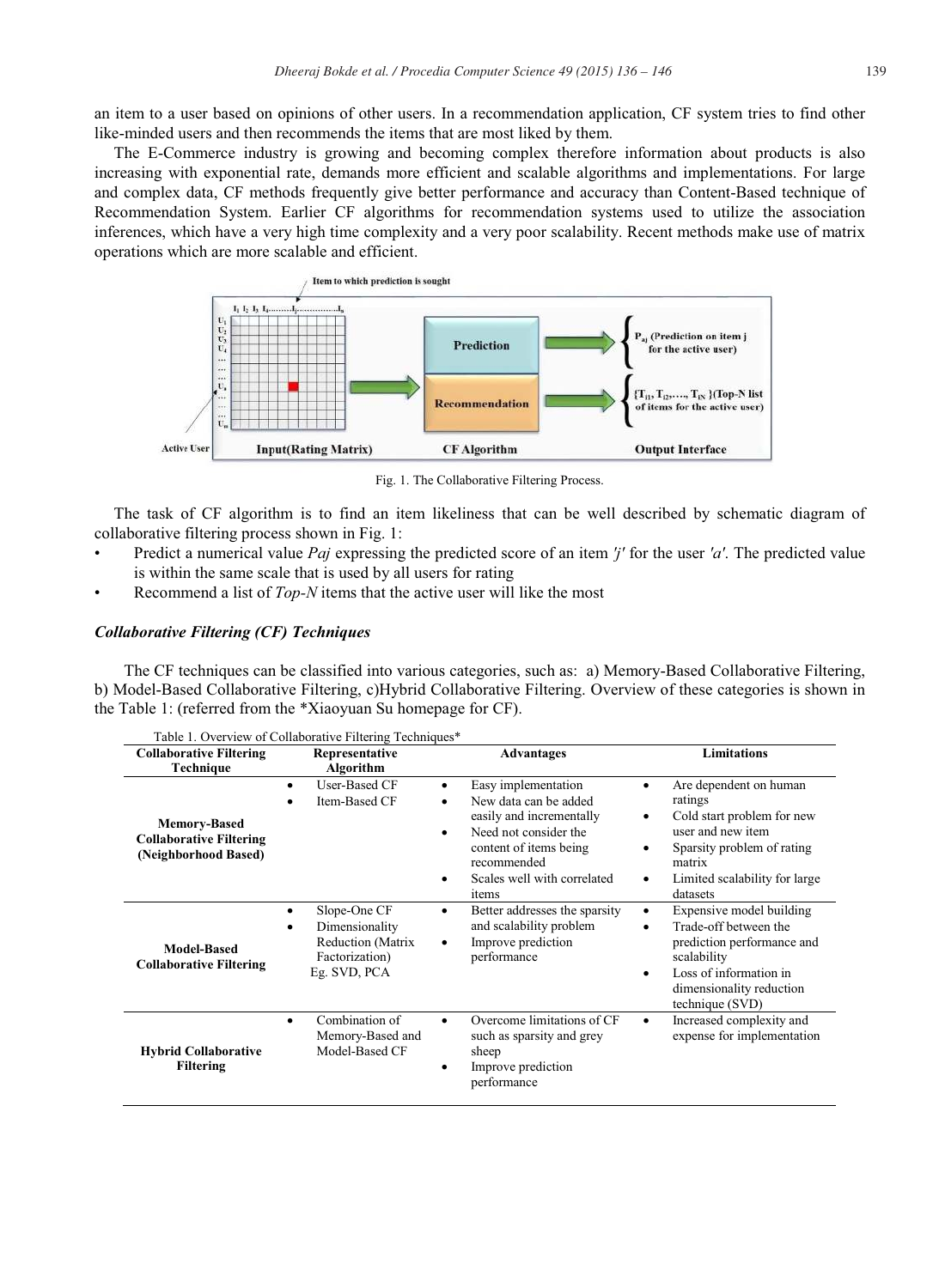an item to a user based on opinions of other users. In a recommendation application, CF system tries to find other like-minded users and then recommends the items that are most liked by them.

The E-Commerce industry is growing and becoming complex therefore information about products is also increasing with exponential rate, demands more efficient and scalable algorithms and implementations. For large and complex data, CF methods frequently give better performance and accuracy than Content-Based technique of Recommendation System. Earlier CF algorithms for recommendation systems used to utilize the association inferences, which have a very high time complexity and a very poor scalability. Recent methods make use of matrix operations which are more scalable and efficient.

Fig. 1. The Collaborative Filtering Process.

The task of CF algorithm is to find an item likeliness that can be well described by schematic diagram of collaborative filtering process shown in Fig. 1:

- Predict a numerical value *Paj* expressing the predicted score of an item *'j'* for the user *'a'*. The predicted value is within the same scale that is used by all users for rating
- Recommend a list of *Top-N* items that the active user will like the most

### *Collaborative Filtering (CF) Techniques*

The CF techniques can be classified into various categories, such as: a) Memory-Based Collaborative Filtering, b) Model-Based Collaborative Filtering, c)Hybrid Collaborative Filtering. Overview of these categories is shown in the Table 1: (referred from the *Xiaoyuan Su homepage for CF).

Table 1. Overview of Collaborative Filtering Techniques*

| Collaborative Filtering Technique | Representative Algorithm | Advantages | Limitations |
|---|---|---|---|
| **Memory-Based Collaborative Filtering (Neighborhood Based)** | • User-Based CF<br>• Item-Based CF | • Easy implementation<br>• New data can be added easily and incrementally<br>• Need not consider the content of items being recommended<br>• Scales well with correlated items | • Are dependent on human ratings<br>• Cold start problem for new user and new item<br>• Sparsity problem of rating matrix<br>• Limited scalability for large datasets |
| **Model-Based Collaborative Filtering** | • Slope-One CF<br>• Dimensionality Reduction (Matrix Factorization) Eg. SVD, PCA | • Better addresses the sparsity and scalability problem<br>• Improve prediction performance | • Expensive model building<br>• Trade-off between the prediction performance and scalability<br>• Loss of information in dimensionality reduction technique (SVD) |
| **Hybrid Collaborative Filtering** | • Combination of Memory-Based and Model-Based CF | • Overcome limitations of CF such as sparsity and grey sheep<br>• Improve prediction performance | • Increased complexity and expense for implementation |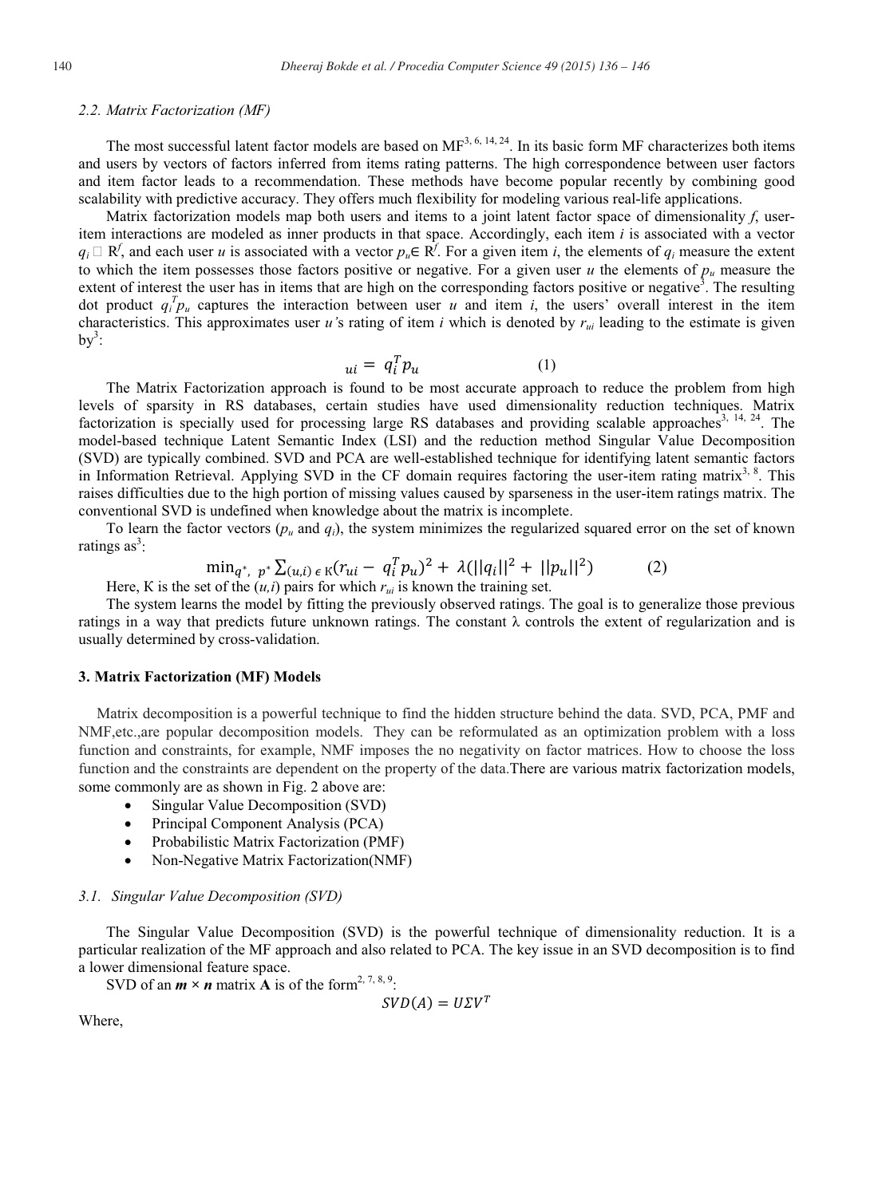### 2.2. Matrix Factorization (MF)

The most successful latent factor models are based on MF[3, 6, 14, 24]. In its basic form MF characterizes both items and users by vectors of factors inferred from items rating patterns. The high correspondence between user factors and item factor leads to a recommendation. These methods have become popular recently by combining good scalability with predictive accuracy. They offers much flexibility for modeling various real-life applications.

Matrix factorization models map both users and items to a joint latent factor space of dimensionality *f*, user-item interactions are modeled as inner products in that space. Accordingly, each item *i* is associated with a vector $q_i \in R^f$, and each user *u* is associated with a vector $p_u \in R^f$. For a given item *i*, the elements of $q_i$ measure the extent to which the item possesses those factors positive or negative. For a given user *u* the elements of $p_u$ measure the extent of interest the user has in items that are high on the corresponding factors positive or negative[3]. The resulting dot product $q_i^T p_u$ captures the interaction between user *u* and item *i*, the users' overall interest in the item characteristics. This approximates user *u*'s rating of item *i* which is denoted by $r_{ui}$ leading to the estimate is given by[3]:

$$_{ui} = q_i^T p_u \tag{1}$$

The Matrix Factorization approach is found to be most accurate approach to reduce the problem from high levels of sparsity in RS databases, certain studies have used dimensionality reduction techniques. Matrix factorization is specially used for processing large RS databases and providing scalable approaches[3, 14, 24]. The model-based technique Latent Semantic Index (LSI) and the reduction method Singular Value Decomposition (SVD) are typically combined. SVD and PCA are well-established technique for identifying latent semantic factors in Information Retrieval. Applying SVD in the CF domain requires factoring the user-item rating matrix[3, 8]. This raises difficulties due to the high portion of missing values caused by sparseness in the user-item ratings matrix. The conventional SVD is undefined when knowledge about the matrix is incomplete.

To learn the factor vectors ($p_u$ and $q_i$), the system minimizes the regularized squared error on the set of known ratings as[3]:

$$\min_{q^*,\ p^*} \sum_{(u,i)\,\epsilon\,K} (r_{ui} - q_i^T p_u)^2 + \lambda(||q_i||^2 + ||p_u||^2) \tag{2}$$

Here, K is the set of the $(u,i)$ pairs for which $r_{ui}$ is known the training set.

The system learns the model by fitting the previously observed ratings. The goal is to generalize those previous ratings in a way that predicts future unknown ratings. The constant λ controls the extent of regularization and is usually determined by cross-validation.

## 3. Matrix Factorization (MF) Models

Matrix decomposition is a powerful technique to find the hidden structure behind the data. SVD, PCA, PMF and NMF,etc.,are popular decomposition models. They can be reformulated as an optimization problem with a loss function and constraints, for example, NMF imposes the no negativity on factor matrices. How to choose the loss function and the constraints are dependent on the property of the data.There are various matrix factorization models, some commonly are as shown in Fig. 2 above are:

- Singular Value Decomposition (SVD)
- Principal Component Analysis (PCA)
- Probabilistic Matrix Factorization (PMF)
- Non-Negative Matrix Factorization(NMF)

### 3.1. Singular Value Decomposition (SVD)

The Singular Value Decomposition (SVD) is the powerful technique of dimensionality reduction. It is a particular realization of the MF approach and also related to PCA. The key issue in an SVD decomposition is to find a lower dimensional feature space.

SVD of an $\boldsymbol{m} \times \boldsymbol{n}$ matrix **A** is of the form[2, 7, 8, 9]:

$$SVD(A) = U\Sigma V^T$$

Where,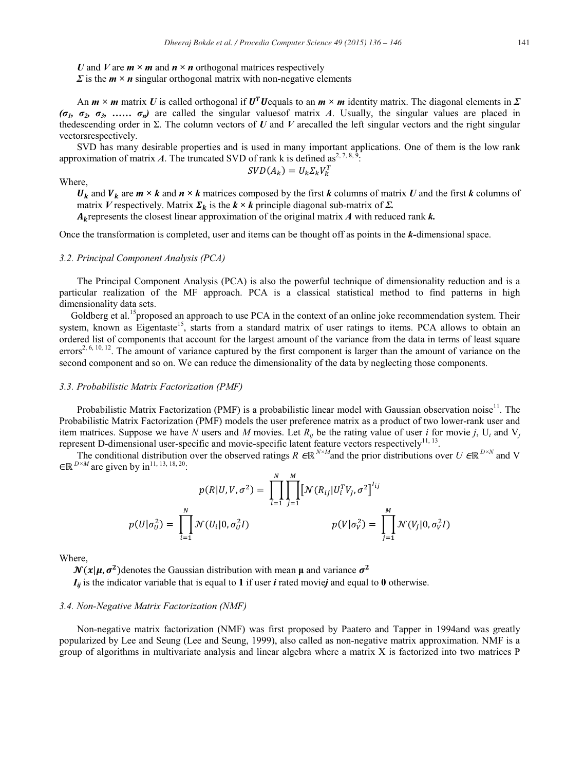***U*** and ***V*** are ***m × m*** and ***n × n*** orthogonal matrices respectively

***Σ*** is the ***m × n*** singular orthogonal matrix with non-negative elements

An ***m × m*** matrix ***U*** is called orthogonal if $U^T U$equals to an ***m × m*** identity matrix. The diagonal elements in ***Σ*** $(\sigma_1, \sigma_2, \sigma_3, \ldots\ldots \sigma_n)$ are called the singular valuesof matrix ***A***. Usually, the singular values are placed in thedescending order in Σ. The column vectors of ***U*** and ***V*** arecalled the left singular vectors and the right singular vectorsrespectively.

SVD has many desirable properties and is used in many important applications. One of them is the low rank approximation of matrix ***A***. The truncated SVD of rank k is defined as[2, 7, 8, 9]:

$$SVD(A_k) = U_k \Sigma_k V_k^T$$

Where,

$U_k$ and $V_k$ are ***m × k*** and ***n × k*** matrices composed by the first ***k*** columns of matrix ***U*** and the first ***k*** columns of matrix ***V*** respectively. Matrix $\Sigma_k$ is the ***k × k*** principle diagonal sub-matrix of ***Σ.***

$A_k$represents the closest linear approximation of the original matrix ***A*** with reduced rank ***k.***

Once the transformation is completed, user and items can be thought off as points in the ***k***-dimensional space.

### *3.2. Principal Component Analysis (PCA)*

The Principal Component Analysis (PCA) is also the powerful technique of dimensionality reduction and is a particular realization of the MF approach. PCA is a classical statistical method to find patterns in high dimensionality data sets.

Goldberg et al.[15]proposed an approach to use PCA in the context of an online joke recommendation system. Their system, known as Eigentaste[15], starts from a standard matrix of user ratings to items. PCA allows to obtain an ordered list of components that account for the largest amount of the variance from the data in terms of least square errors[2, 6, 10, 12]. The amount of variance captured by the first component is larger than the amount of variance on the second component and so on. We can reduce the dimensionality of the data by neglecting those components.

### *3.3. Probabilistic Matrix Factorization (PMF)*

Probabilistic Matrix Factorization (PMF) is a probabilistic linear model with Gaussian observation noise[11]. The Probabilistic Matrix Factorization (PMF) models the user preference matrix as a product of two lower-rank user and item matrices. Suppose we have *N* users and *M* movies. Let $R_{ij}$ be the rating value of user *i* for movie *j*, $U_i$ and $V_j$ represent D-dimensional user-specific and movie-specific latent feature vectors respectively[11, 13].

The conditional distribution over the observed ratings $R \in \mathbb{R}^{N \times M}$and the prior distributions over $U \in \mathbb{R}^{D \times N}$ and $V \in \mathbb{R}^{D \times M}$ are given by in[11, 13, 18, 20]:

$$p(R|U,V,\sigma^2) = \prod_{i=1}^{N} \prod_{j=1}^{M} \left[\mathcal{N}(R_{ij}|U_i^T V_j, \sigma^2\right]^{I_{ij}}$$

$$p(U|\sigma_U^2) = \prod_{i=1}^{N} \mathcal{N}(U_i|0, \sigma_U^2 I) \qquad\qquad p(V|\sigma_V^2) = \prod_{j=1}^{M} \mathcal{N}(V_j|0, \sigma_V^2 I)$$

Where,

$\mathcal{N}(x|\mu, \sigma^2)$denotes the Gaussian distribution with mean **μ** and variance $\sigma^2$

$I_{ij}$ is the indicator variable that is equal to **1** if user ***i*** rated movie***j*** and equal to **0** otherwise.

### *3.4. Non-Negative Matrix Factorization (NMF)*

Non-negative matrix factorization (NMF) was first proposed by Paatero and Tapper in 1994and was greatly popularized by Lee and Seung (Lee and Seung, 1999), also called as non-negative matrix approximation. NMF is a group of algorithms in multivariate analysis and linear algebra where a matrix X is factorized into two matrices P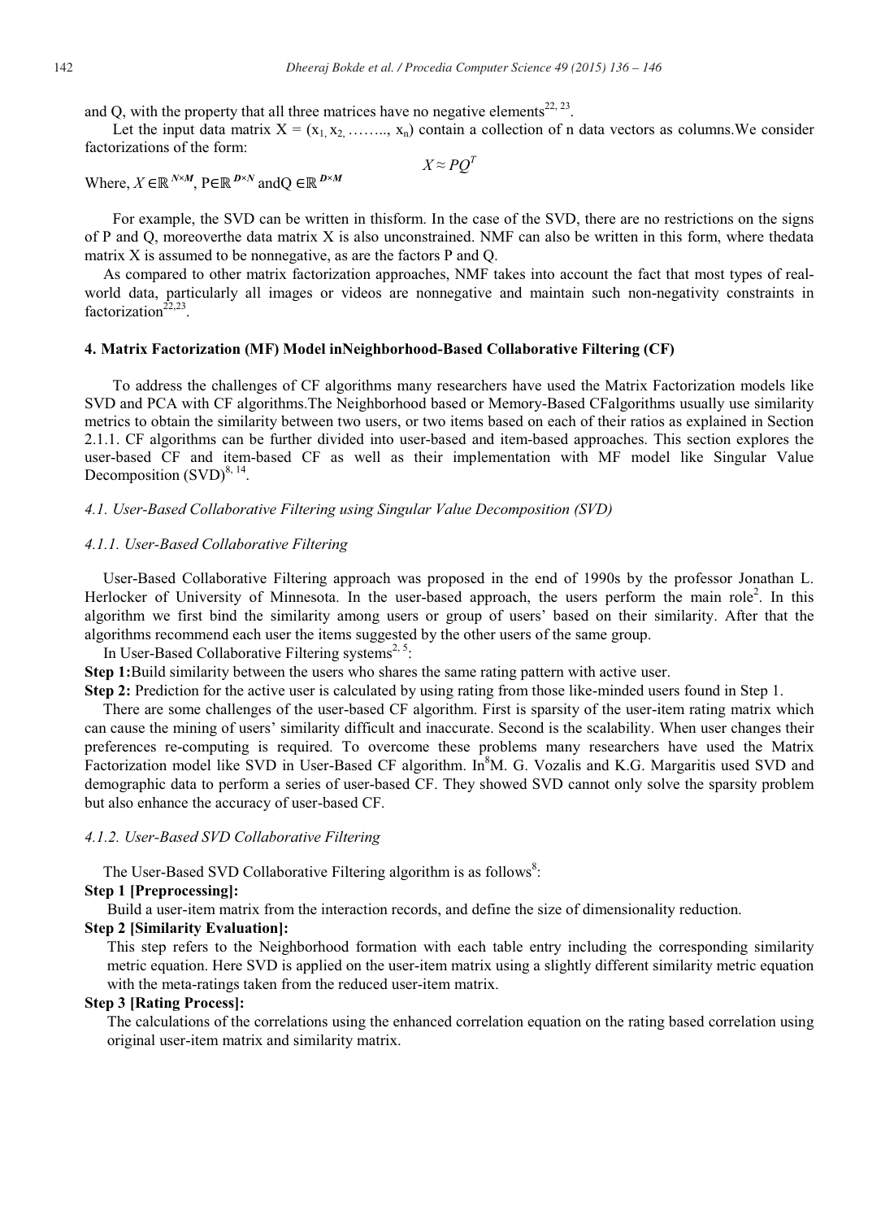and Q, with the property that all three matrices have no negative elements[22, 23].

Let the input data matrix $X = (x_1, x_2, \ldots\ldots, x_n)$ contain a collection of n data vectors as columns.We consider factorizations of the form:

$$X \approx PQ^T$$

Where, $X \in \mathbb{R}^{N \times M}$, $P \in \mathbb{R}^{D \times N}$ and $Q \in \mathbb{R}^{D \times M}$

For example, the SVD can be written in thisform. In the case of the SVD, there are no restrictions on the signs of P and Q, moreoverthe data matrix X is also unconstrained. NMF can also be written in this form, where thedata matrix X is assumed to be nonnegative, as are the factors P and Q.

As compared to other matrix factorization approaches, NMF takes into account the fact that most types of real-world data, particularly all images or videos are nonnegative and maintain such non-negativity constraints in factorization[22,23].

## 4. Matrix Factorization (MF) Model inNeighborhood-Based Collaborative Filtering (CF)

To address the challenges of CF algorithms many researchers have used the Matrix Factorization models like SVD and PCA with CF algorithms.The Neighborhood based or Memory-Based CFalgorithms usually use similarity metrics to obtain the similarity between two users, or two items based on each of their ratios as explained in Section 2.1.1. CF algorithms can be further divided into user-based and item-based approaches. This section explores the user-based CF and item-based CF as well as their implementation with MF model like Singular Value Decomposition (SVD)[8, 14].

### *4.1. User-Based Collaborative Filtering using Singular Value Decomposition (SVD)*

#### *4.1.1. User-Based Collaborative Filtering*

User-Based Collaborative Filtering approach was proposed in the end of 1990s by the professor Jonathan L. Herlocker of University of Minnesota. In the user-based approach, the users perform the main role[2]. In this algorithm we first bind the similarity among users or group of users' based on their similarity. After that the algorithms recommend each user the items suggested by the other users of the same group.

In User-Based Collaborative Filtering systems[2, 5]:

**Step 1:**Build similarity between the users who shares the same rating pattern with active user.

**Step 2:** Prediction for the active user is calculated by using rating from those like-minded users found in Step 1.

There are some challenges of the user-based CF algorithm. First is sparsity of the user-item rating matrix which can cause the mining of users' similarity difficult and inaccurate. Second is the scalability. When user changes their preferences re-computing is required. To overcome these problems many researchers have used the Matrix Factorization model like SVD in User-Based CF algorithm. In[8]M. G. Vozalis and K.G. Margaritis used SVD and demographic data to perform a series of user-based CF. They showed SVD cannot only solve the sparsity problem but also enhance the accuracy of user-based CF.

#### *4.1.2. User-Based SVD Collaborative Filtering*

The User-Based SVD Collaborative Filtering algorithm is as follows[8]:

**Step 1 [Preprocessing]:**

Build a user-item matrix from the interaction records, and define the size of dimensionality reduction.

**Step 2 [Similarity Evaluation]:**

This step refers to the Neighborhood formation with each table entry including the corresponding similarity metric equation. Here SVD is applied on the user-item matrix using a slightly different similarity metric equation with the meta-ratings taken from the reduced user-item matrix.

**Step 3 [Rating Process]:**

The calculations of the correlations using the enhanced correlation equation on the rating based correlation using original user-item matrix and similarity matrix.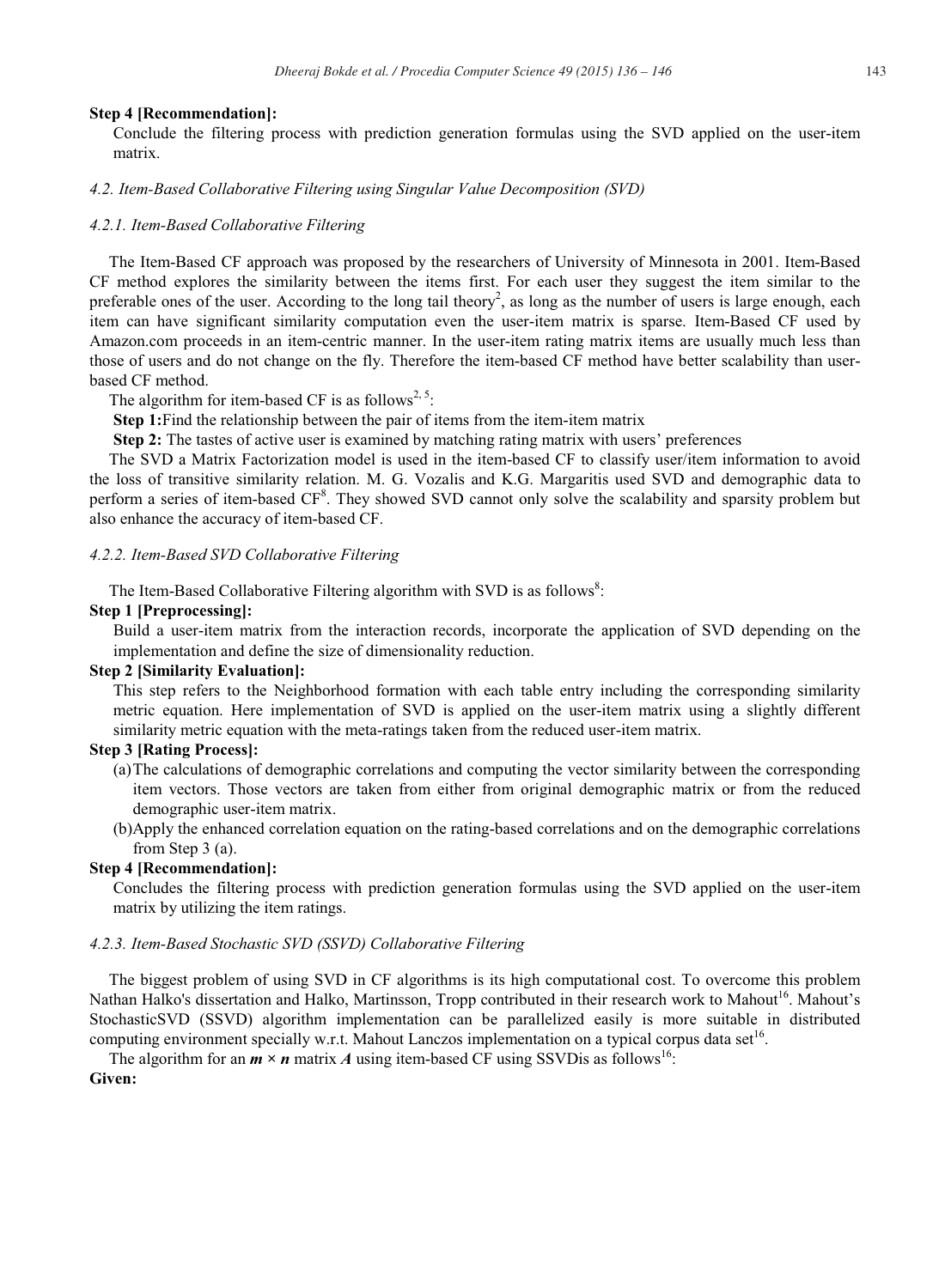**Step 4 [Recommendation]:**

Conclude the filtering process with prediction generation formulas using the SVD applied on the user-item matrix.

### *4.2. Item-Based Collaborative Filtering using Singular Value Decomposition (SVD)*

#### *4.2.1. Item-Based Collaborative Filtering*

The Item-Based CF approach was proposed by the researchers of University of Minnesota in 2001. Item-Based CF method explores the similarity between the items first. For each user they suggest the item similar to the preferable ones of the user. According to the long tail theory[2], as long as the number of users is large enough, each item can have significant similarity computation even the user-item matrix is sparse. Item-Based CF used by Amazon.com proceeds in an item-centric manner. In the user-item rating matrix items are usually much less than those of users and do not change on the fly. Therefore the item-based CF method have better scalability than user-based CF method.

The algorithm for item-based CF is as follows[2, 5]:

**Step 1:**Find the relationship between the pair of items from the item-item matrix

**Step 2:** The tastes of active user is examined by matching rating matrix with users' preferences

The SVD a Matrix Factorization model is used in the item-based CF to classify user/item information to avoid the loss of transitive similarity relation. M. G. Vozalis and K.G. Margaritis used SVD and demographic data to perform a series of item-based CF[8]. They showed SVD cannot only solve the scalability and sparsity problem but also enhance the accuracy of item-based CF.

#### *4.2.2. Item-Based SVD Collaborative Filtering*

The Item-Based Collaborative Filtering algorithm with SVD is as follows[8]:

**Step 1 [Preprocessing]:**

Build a user-item matrix from the interaction records, incorporate the application of SVD depending on the implementation and define the size of dimensionality reduction.

**Step 2 [Similarity Evaluation]:**

This step refers to the Neighborhood formation with each table entry including the corresponding similarity metric equation. Here implementation of SVD is applied on the user-item matrix using a slightly different similarity metric equation with the meta-ratings taken from the reduced user-item matrix.

**Step 3 [Rating Process]:**

(a) The calculations of demographic correlations and computing the vector similarity between the corresponding item vectors. Those vectors are taken from either from original demographic matrix or from the reduced demographic user-item matrix.

(b) Apply the enhanced correlation equation on the rating-based correlations and on the demographic correlations from Step 3 (a).

**Step 4 [Recommendation]:**

Concludes the filtering process with prediction generation formulas using the SVD applied on the user-item matrix by utilizing the item ratings.

#### *4.2.3. Item-Based Stochastic SVD (SSVD) Collaborative Filtering*

The biggest problem of using SVD in CF algorithms is its high computational cost. To overcome this problem Nathan Halko's dissertation and Halko, Martinsson, Tropp contributed in their research work to Mahout[16]. Mahout's StochasticSVD (SSVD) algorithm implementation can be parallelized easily is more suitable in distributed computing environment specially w.r.t. Mahout Lanczos implementation on a typical corpus data set[16].

The algorithm for an $\boldsymbol{m} \times \boldsymbol{n}$ matrix $\boldsymbol{A}$ using item-based CF using SSVDis as follows[16]:

**Given:**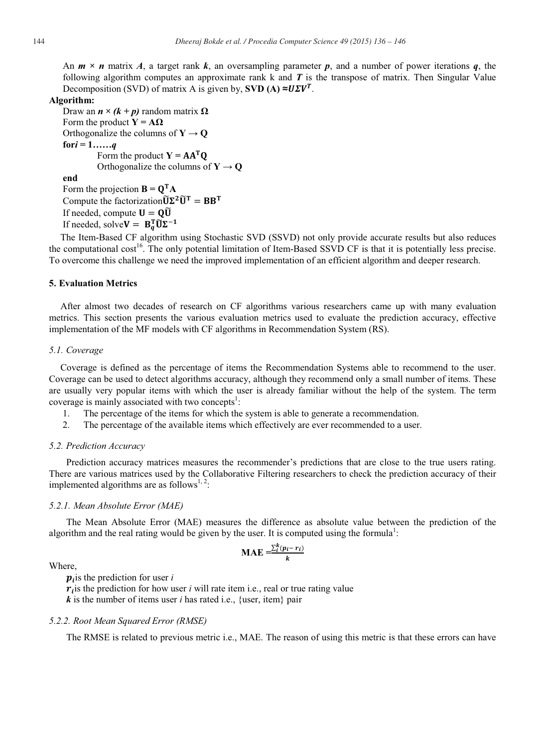An $m \times n$ matrix $A$, a target rank $k$, an oversampling parameter $p$, and a number of power iterations $q$, the following algorithm computes an approximate rank k and $T$ is the transpose of matrix. Then Singular Value Decomposition (SVD) of matrix A is given by, **SVD (A)** $\approx U\Sigma V^T$.

**Algorithm:**

Draw an $n \times (k + p)$ random matrix $\mathbf{\Omega}$

Form the product $\mathbf{Y} = \mathbf{A\Omega}$

Orthogonalize the columns of $\mathbf{Y} \rightarrow \mathbf{Q}$

**for** $i = 1 \ldots\ldots q$

  Form the product $\mathbf{Y} = \mathbf{AA^TQ}$

  Orthogonalize the columns of $\mathbf{Y} \rightarrow \mathbf{Q}$

**end**

Form the projection $\mathbf{B} = \mathbf{Q^TA}$

Compute the factorization $\widetilde{\mathbf{U}}\mathbf{\Sigma}^2\widetilde{\mathbf{U}}^\mathbf{T} = \mathbf{BB^T}$

If needed, compute $\mathbf{U} = \mathbf{Q}\widetilde{\mathbf{U}}$

If needed, solve $\mathbf{V} = \mathbf{B}_q^\mathbf{T}\widetilde{\mathbf{U}}\mathbf{\Sigma}^{-1}$

The Item-Based CF algorithm using Stochastic SVD (SSVD) not only provide accurate results but also reduces the computational cost[16]. The only potential limitation of Item-Based SSVD CF is that it is potentially less precise. To overcome this challenge we need the improved implementation of an efficient algorithm and deeper research.

## 5. Evaluation Metrics

After almost two decades of research on CF algorithms various researchers came up with many evaluation metrics. This section presents the various evaluation metrics used to evaluate the prediction accuracy, effective implementation of the MF models with CF algorithms in Recommendation System (RS).

### *5.1. Coverage*

Coverage is defined as the percentage of items the Recommendation Systems able to recommend to the user. Coverage can be used to detect algorithms accuracy, although they recommend only a small number of items. These are usually very popular items with which the user is already familiar without the help of the system. The term coverage is mainly associated with two concepts[1]:

1. The percentage of the items for which the system is able to generate a recommendation.
2. The percentage of the available items which effectively are ever recommended to a user.

### *5.2. Prediction Accuracy*

Prediction accuracy matrices measures the recommender's predictions that are close to the true users rating. There are various matrices used by the Collaborative Filtering researchers to check the prediction accuracy of their implemented algorithms are as follows[1, 2]:

#### *5.2.1. Mean Absolute Error (MAE)*

The Mean Absolute Error (MAE) measures the difference as absolute value between the prediction of the algorithm and the real rating would be given by the user. It is computed using the formula[1]:

$$\textbf{MAE} = \frac{\sum_i^k (p_i - r_i)}{k}$$

Where,

$p_i$ is the prediction for user $i$

$r_i$ is the prediction for how user $i$ will rate item i.e., real or true rating value

$k$ is the number of items user $i$ has rated i.e., {user, item} pair

#### *5.2.2. Root Mean Squared Error (RMSE)*

The RMSE is related to previous metric i.e., MAE. The reason of using this metric is that these errors can have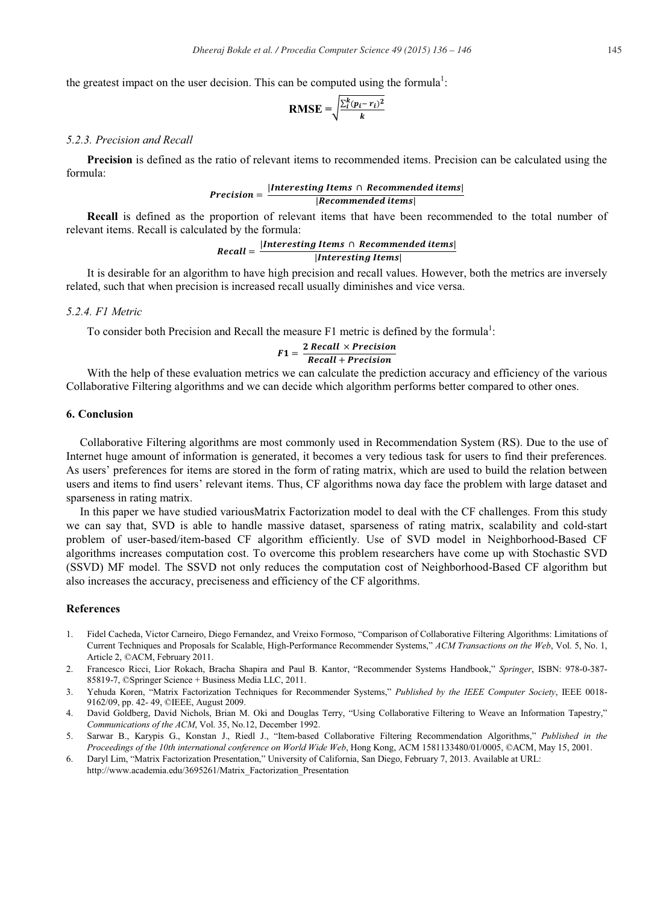the greatest impact on the user decision. This can be computed using the formula[1]:

$$\mathbf{RMSE} = \sqrt{\frac{\sum_{i}^{k}(p_i - r_i)^2}{k}}$$

### 5.2.3. Precision and Recall

**Precision** is defined as the ratio of relevant items to recommended items. Precision can be calculated using the formula:

$$\boldsymbol{Precision} = \frac{|\boldsymbol{Interesting\ Items} \cap \boldsymbol{Recommended\ items}|}{|\boldsymbol{Recommended\ items}|}$$

**Recall** is defined as the proportion of relevant items that have been recommended to the total number of relevant items. Recall is calculated by the formula:

$$\boldsymbol{Recall} = \frac{|\boldsymbol{Interesting\ Items} \cap \boldsymbol{Recommended\ items}|}{|\boldsymbol{Interesting\ Items}|}$$

It is desirable for an algorithm to have high precision and recall values. However, both the metrics are inversely related, such that when precision is increased recall usually diminishes and vice versa.

### 5.2.4. F1 Metric

To consider both Precision and Recall the measure F1 metric is defined by the formula[1]:

$$\boldsymbol{F1} = \frac{\boldsymbol{2\ Recall} \times \boldsymbol{Precision}}{\boldsymbol{Recall} + \boldsymbol{Precision}}$$

With the help of these evaluation metrics we can calculate the prediction accuracy and efficiency of the various Collaborative Filtering algorithms and we can decide which algorithm performs better compared to other ones.

## 6. Conclusion

Collaborative Filtering algorithms are most commonly used in Recommendation System (RS). Due to the use of Internet huge amount of information is generated, it becomes a very tedious task for users to find their preferences. As users' preferences for items are stored in the form of rating matrix, which are used to build the relation between users and items to find users' relevant items. Thus, CF algorithms nowa day face the problem with large dataset and sparseness in rating matrix.

In this paper we have studied variousMatrix Factorization model to deal with the CF challenges. From this study we can say that, SVD is able to handle massive dataset, sparseness of rating matrix, scalability and cold-start problem of user-based/item-based CF algorithm efficiently. Use of SVD model in Neighborhood-Based CF algorithms increases computation cost. To overcome this problem researchers have come up with Stochastic SVD (SSVD) MF model. The SSVD not only reduces the computation cost of Neighborhood-Based CF algorithm but also increases the accuracy, preciseness and efficiency of the CF algorithms.

## References

1. Fidel Cacheda, Victor Carneiro, Diego Fernandez, and Vreixo Formoso, "Comparison of Collaborative Filtering Algorithms: Limitations of Current Techniques and Proposals for Scalable, High-Performance Recommender Systems," *ACM Transactions on the Web*, Vol. 5, No. 1, Article 2, ©ACM, February 2011.
2. Francesco Ricci, Lior Rokach, Bracha Shapira and Paul B. Kantor, "Recommender Systems Handbook," *Springer*, ISBN: 978-0-387-85819-7, ©Springer Science + Business Media LLC, 2011.
3. Yehuda Koren, "Matrix Factorization Techniques for Recommender Systems," *Published by the IEEE Computer Society*, IEEE 0018-9162/09, pp. 42- 49, ©IEEE, August 2009.
4. David Goldberg, David Nichols, Brian M. Oki and Douglas Terry, "Using Collaborative Filtering to Weave an Information Tapestry," *Communications of the ACM*, Vol. 35, No.12, December 1992.
5. Sarwar B., Karypis G., Konstan J., Riedl J., "Item-based Collaborative Filtering Recommendation Algorithms," *Published in the Proceedings of the 10th international conference on World Wide Web*, Hong Kong, ACM 1581133480/01/0005, ©ACM, May 15, 2001.
6. Daryl Lim, "Matrix Factorization Presentation," University of California, San Diego, February 7, 2013. Available at URL: http://www.academia.edu/3695261/Matrix_Factorization_Presentation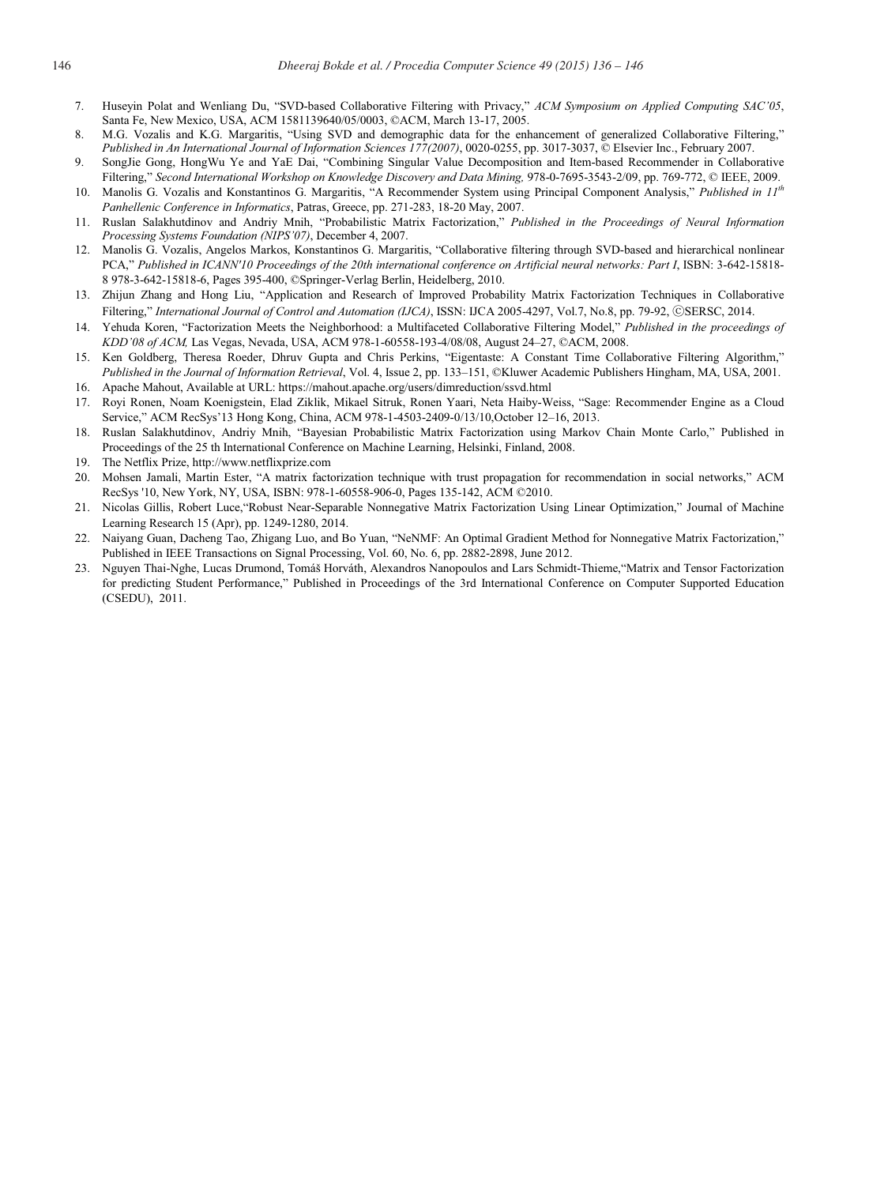7. Huseyin Polat and Wenliang Du, "SVD-based Collaborative Filtering with Privacy," *ACM Symposium on Applied Computing SAC'05*, Santa Fe, New Mexico, USA, ACM 1581139640/05/0003, ©ACM, March 13-17, 2005.
8. M.G. Vozalis and K.G. Margaritis, "Using SVD and demographic data for the enhancement of generalized Collaborative Filtering," *Published in An International Journal of Information Sciences 177(2007)*, 0020-0255, pp. 3017-3037, © Elsevier Inc., February 2007.
9. SongJie Gong, HongWu Ye and YaE Dai, "Combining Singular Value Decomposition and Item-based Recommender in Collaborative Filtering," *Second International Workshop on Knowledge Discovery and Data Mining,* 978-0-7695-3543-2/09, pp. 769-772, © IEEE, 2009.
10. Manolis G. Vozalis and Konstantinos G. Margaritis, "A Recommender System using Principal Component Analysis," *Published in 11th Panhellenic Conference in Informatics*, Patras, Greece, pp. 271-283, 18-20 May, 2007.
11. Ruslan Salakhutdinov and Andriy Mnih, "Probabilistic Matrix Factorization," *Published in the Proceedings of Neural Information Processing Systems Foundation (NIPS'07)*, December 4, 2007.
12. Manolis G. Vozalis, Angelos Markos, Konstantinos G. Margaritis, "Collaborative filtering through SVD-based and hierarchical nonlinear PCA," *Published in ICANN'10 Proceedings of the 20th international conference on Artificial neural networks: Part I*, ISBN: 3-642-15818-8 978-3-642-15818-6, Pages 395-400, ©Springer-Verlag Berlin, Heidelberg, 2010.
13. Zhijun Zhang and Hong Liu, "Application and Research of Improved Probability Matrix Factorization Techniques in Collaborative Filtering," *International Journal of Control and Automation (IJCA)*, ISSN: IJCA 2005-4297, Vol.7, No.8, pp. 79-92, ©SERSC, 2014.
14. Yehuda Koren, "Factorization Meets the Neighborhood: a Multifaceted Collaborative Filtering Model," *Published in the proceedings of KDD'08 of ACM,* Las Vegas, Nevada, USA, ACM 978-1-60558-193-4/08/08, August 24–27, ©ACM, 2008.
15. Ken Goldberg, Theresa Roeder, Dhruv Gupta and Chris Perkins, "Eigentaste: A Constant Time Collaborative Filtering Algorithm," *Published in the Journal of Information Retrieval*, Vol. 4, Issue 2, pp. 133–151, ©Kluwer Academic Publishers Hingham, MA, USA, 2001.
16. Apache Mahout, Available at URL: https://mahout.apache.org/users/dimreduction/ssvd.html
17. Royi Ronen, Noam Koenigstein, Elad Ziklik, Mikael Sitruk, Ronen Yaari, Neta Haiby-Weiss, "Sage: Recommender Engine as a Cloud Service," ACM RecSys'13 Hong Kong, China, ACM 978-1-4503-2409-0/13/10,October 12–16, 2013.
18. Ruslan Salakhutdinov, Andriy Mnih, "Bayesian Probabilistic Matrix Factorization using Markov Chain Monte Carlo," Published in Proceedings of the 25 th International Conference on Machine Learning, Helsinki, Finland, 2008.
19. The Netflix Prize, http://www.netflixprize.com
20. Mohsen Jamali, Martin Ester, "A matrix factorization technique with trust propagation for recommendation in social networks," ACM RecSys '10, New York, NY, USA, ISBN: 978-1-60558-906-0, Pages 135-142, ACM ©2010.
21. Nicolas Gillis, Robert Luce,"Robust Near-Separable Nonnegative Matrix Factorization Using Linear Optimization," Journal of Machine Learning Research 15 (Apr), pp. 1249-1280, 2014.
22. Naiyang Guan, Dacheng Tao, Zhigang Luo, and Bo Yuan, "NeNMF: An Optimal Gradient Method for Nonnegative Matrix Factorization," Published in IEEE Transactions on Signal Processing, Vol. 60, No. 6, pp. 2882-2898, June 2012.
23. Nguyen Thai-Nghe, Lucas Drumond, Tomáš Horváth, Alexandros Nanopoulos and Lars Schmidt-Thieme,"Matrix and Tensor Factorization for predicting Student Performance," Published in Proceedings of the 3rd International Conference on Computer Supported Education (CSEDU), 2011.